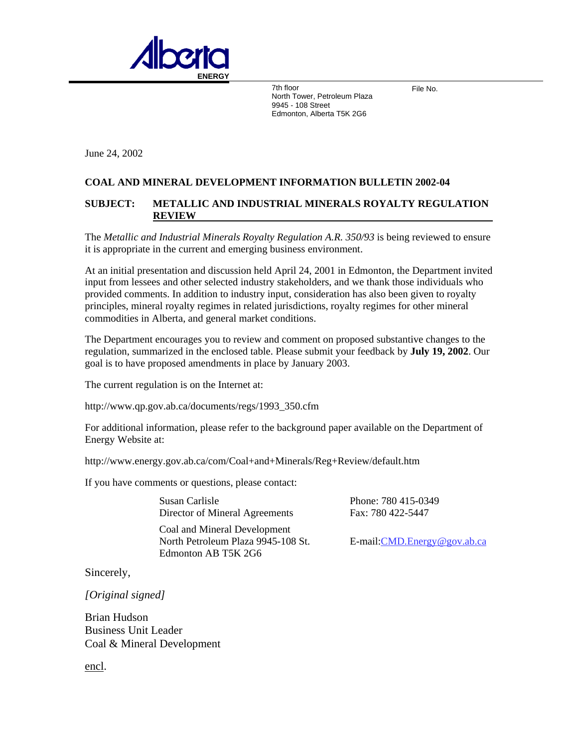Alberta ENERGY

7th floor
North Tower, Petroleum Plaza
9945 - 108 Street
Edmonton, Alberta T5K 2G6

File No.

June 24, 2002

**COAL AND MINERAL DEVELOPMENT INFORMATION BULLETIN 2002-04**

**SUBJECT: METALLIC AND INDUSTRIAL MINERALS ROYALTY REGULATION REVIEW**

The *Metallic and Industrial Minerals Royalty Regulation A.R. 350/93* is being reviewed to ensure it is appropriate in the current and emerging business environment.

At an initial presentation and discussion held April 24, 2001 in Edmonton, the Department invited input from lessees and other selected industry stakeholders, and we thank those individuals who provided comments. In addition to industry input, consideration has also been given to royalty principles, mineral royalty regimes in related jurisdictions, royalty regimes for other mineral commodities in Alberta, and general market conditions.

The Department encourages you to review and comment on proposed substantive changes to the regulation, summarized in the enclosed table. Please submit your feedback by **July 19, 2002**. Our goal is to have proposed amendments in place by January 2003.

The current regulation is on the Internet at:

http://www.qp.gov.ab.ca/documents/regs/1993_350.cfm

For additional information, please refer to the background paper available on the Department of Energy Website at:

http://www.energy.gov.ab.ca/com/Coal+and+Minerals/Reg+Review/default.htm

If you have comments or questions, please contact:

Susan Carlisle
Director of Mineral Agreements

Coal and Mineral Development
North Petroleum Plaza 9945-108 St.
Edmonton AB T5K 2G6

Phone: 780 415-0349
Fax: 780 422-5447

E-mail: CMD.Energy@gov.ab.ca

Sincerely,

*[Original signed]*

Brian Hudson
Business Unit Leader
Coal & Mineral Development

encl.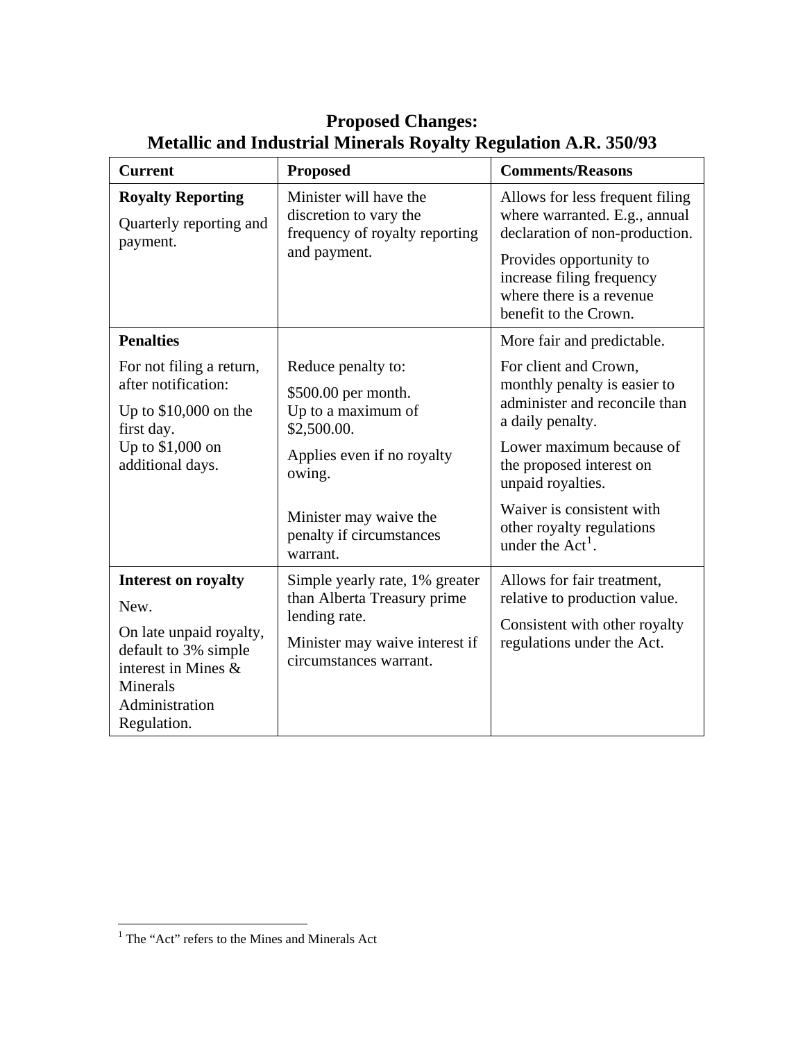# Proposed Changes: Metallic and Industrial Minerals Royalty Regulation A.R. 350/93

| Current | Proposed | Comments/Reasons |
| --- | --- | --- |
| **Royalty Reporting**<br><br>Quarterly reporting and payment. | Minister will have the discretion to vary the frequency of royalty reporting and payment. | Allows for less frequent filing where warranted. E.g., annual declaration of non-production.<br><br>Provides opportunity to increase filing frequency where there is a revenue benefit to the Crown. |
| **Penalties**<br><br>For not filing a return, after notification:<br><br>Up to $10,000 on the first day.<br>Up to $1,000 on additional days. | Reduce penalty to:<br><br>$500.00 per month.<br>Up to a maximum of $2,500.00.<br><br>Applies even if no royalty owing.<br><br>Minister may waive the penalty if circumstances warrant. | More fair and predictable.<br><br>For client and Crown, monthly penalty is easier to administer and reconcile than a daily penalty.<br><br>Lower maximum because of the proposed interest on unpaid royalties.<br><br>Waiver is consistent with other royalty regulations under the Act[1]. |
| **Interest on royalty**<br><br>New.<br><br>On late unpaid royalty, default to 3% simple interest in Mines & Minerals Administration Regulation. | Simple yearly rate, 1% greater than Alberta Treasury prime lending rate.<br><br>Minister may waive interest if circumstances warrant. | Allows for fair treatment, relative to production value.<br><br>Consistent with other royalty regulations under the Act. |

[1] The "Act" refers to the Mines and Minerals Act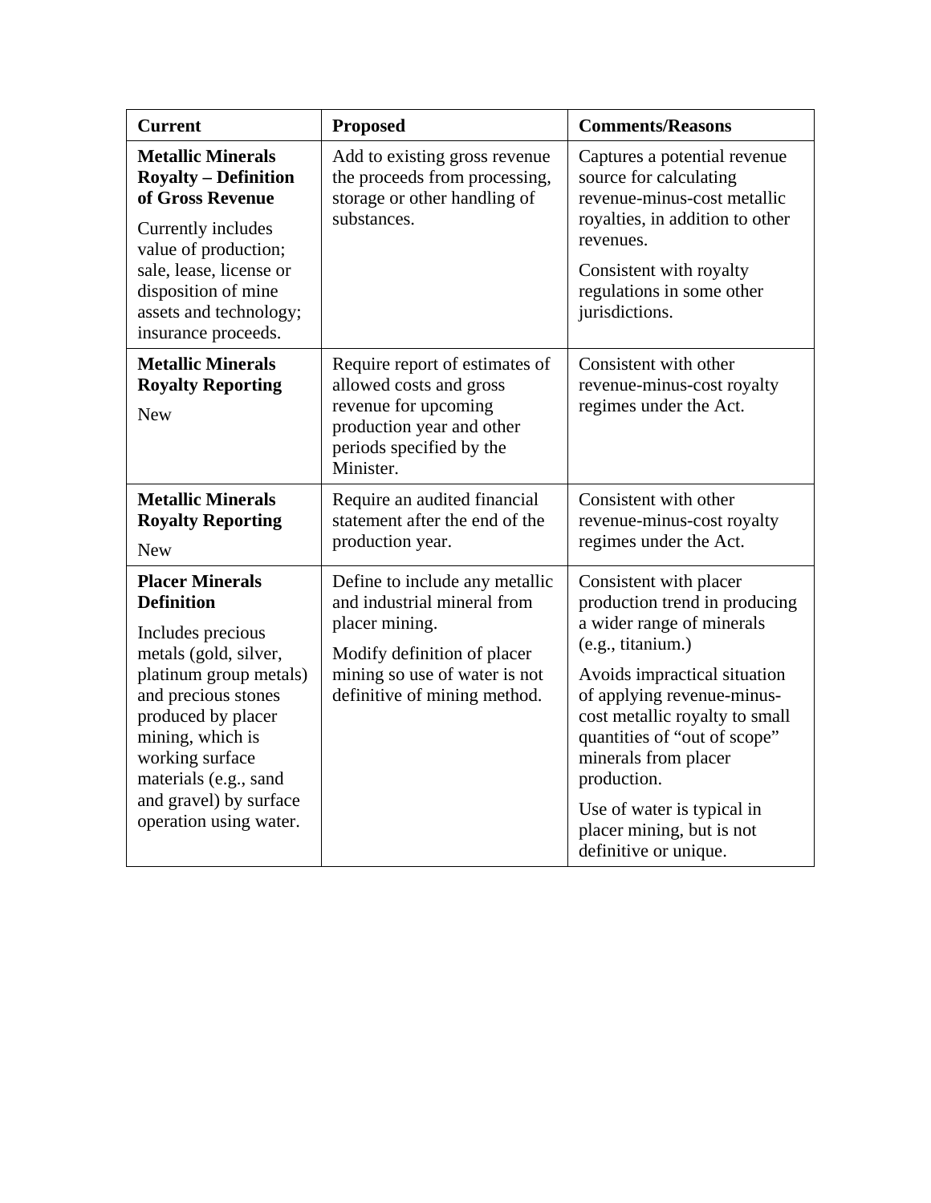| Current | Proposed | Comments/Reasons |
|---|---|---|
| **Metallic Minerals Royalty – Definition of Gross Revenue**<br><br>Currently includes value of production; sale, lease, license or disposition of mine assets and technology; insurance proceeds. | Add to existing gross revenue the proceeds from processing, storage or other handling of substances. | Captures a potential revenue source for calculating revenue-minus-cost metallic royalties, in addition to other revenues.<br><br>Consistent with royalty regulations in some other jurisdictions. |
| **Metallic Minerals Royalty Reporting**<br><br>New | Require report of estimates of allowed costs and gross revenue for upcoming production year and other periods specified by the Minister. | Consistent with other revenue-minus-cost royalty regimes under the Act. |
| **Metallic Minerals Royalty Reporting**<br><br>New | Require an audited financial statement after the end of the production year. | Consistent with other revenue-minus-cost royalty regimes under the Act. |
| **Placer Minerals Definition**<br><br>Includes precious metals (gold, silver, platinum group metals) and precious stones produced by placer mining, which is working surface materials (e.g., sand and gravel) by surface operation using water. | Define to include any metallic and industrial mineral from placer mining.<br><br>Modify definition of placer mining so use of water is not definitive of mining method. | Consistent with placer production trend in producing a wider range of minerals (e.g., titanium.)<br><br>Avoids impractical situation of applying revenue-minus-cost metallic royalty to small quantities of "out of scope" minerals from placer production.<br><br>Use of water is typical in placer mining, but is not definitive or unique. |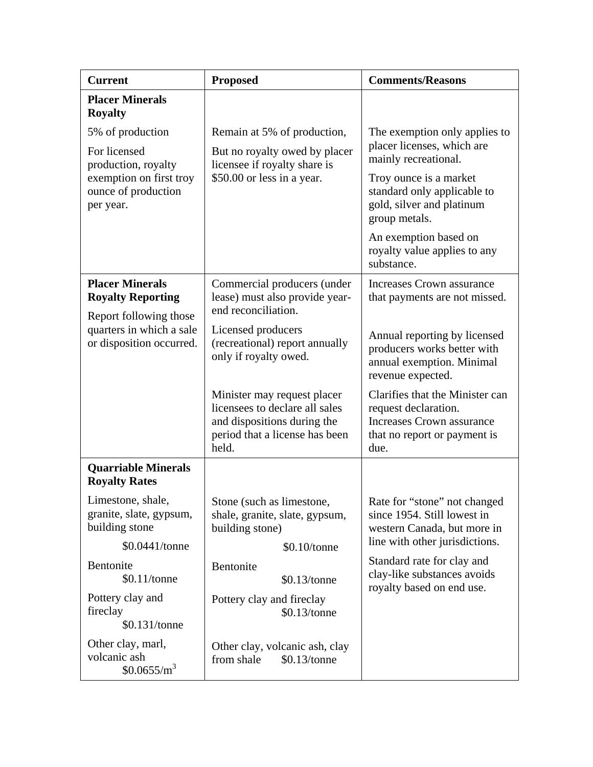| Current | Proposed | Comments/Reasons |
|---|---|---|
| **Placer Minerals Royalty**<br><br>5% of production<br><br>For licensed production, royalty exemption on first troy ounce of production per year. | Remain at 5% of production,<br><br>But no royalty owed by placer licensee if royalty share is \$50.00 or less in a year. | The exemption only applies to placer licenses, which are mainly recreational.<br><br>Troy ounce is a market standard only applicable to gold, silver and platinum group metals.<br><br>An exemption based on royalty value applies to any substance. |
| **Placer Minerals Royalty Reporting**<br><br>Report following those quarters in which a sale or disposition occurred. | Commercial producers (under lease) must also provide year-end reconciliation.<br><br>Licensed producers (recreational) report annually only if royalty owed.<br><br>Minister may request placer licensees to declare all sales and dispositions during the period that a license has been held. | Increases Crown assurance that payments are not missed.<br><br>Annual reporting by licensed producers works better with annual exemption. Minimal revenue expected.<br><br>Clarifies that the Minister can request declaration. Increases Crown assurance that no report or payment is due. |
| **Quarriable Minerals Royalty Rates**<br><br>Limestone, shale, granite, slate, gypsum, building stone<br>\$0.0441/tonne<br><br>Bentonite<br>\$0.11/tonne<br><br>Pottery clay and fireclay<br>\$0.131/tonne<br><br>Other clay, marl, volcanic ash<br>\$0.0655/m$^3$ | Stone (such as limestone, shale, granite, slate, gypsum, building stone)<br>\$0.10/tonne<br><br>Bentonite<br>\$0.13/tonne<br><br>Pottery clay and fireclay<br>\$0.13/tonne<br><br>Other clay, volcanic ash, clay from shale \$0.13/tonne | Rate for "stone" not changed since 1954. Still lowest in western Canada, but more in line with other jurisdictions.<br><br>Standard rate for clay and clay-like substances avoids royalty based on end use. |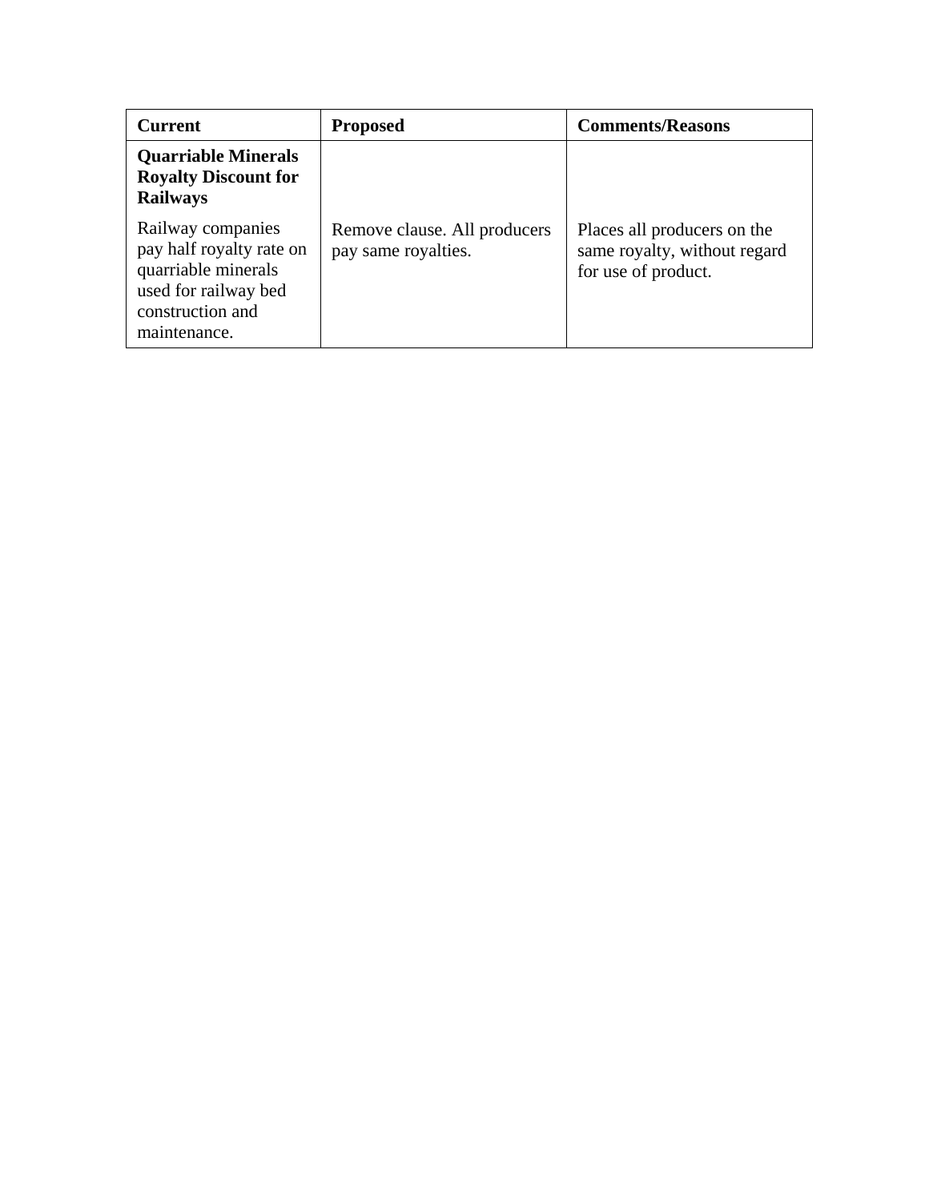| Current | Proposed | Comments/Reasons |
| --- | --- | --- |
| **Quarriable Minerals Royalty Discount for Railways**<br><br>Railway companies pay half royalty rate on quarriable minerals used for railway bed construction and maintenance. | Remove clause. All producers pay same royalties. | Places all producers on the same royalty, without regard for use of product. |